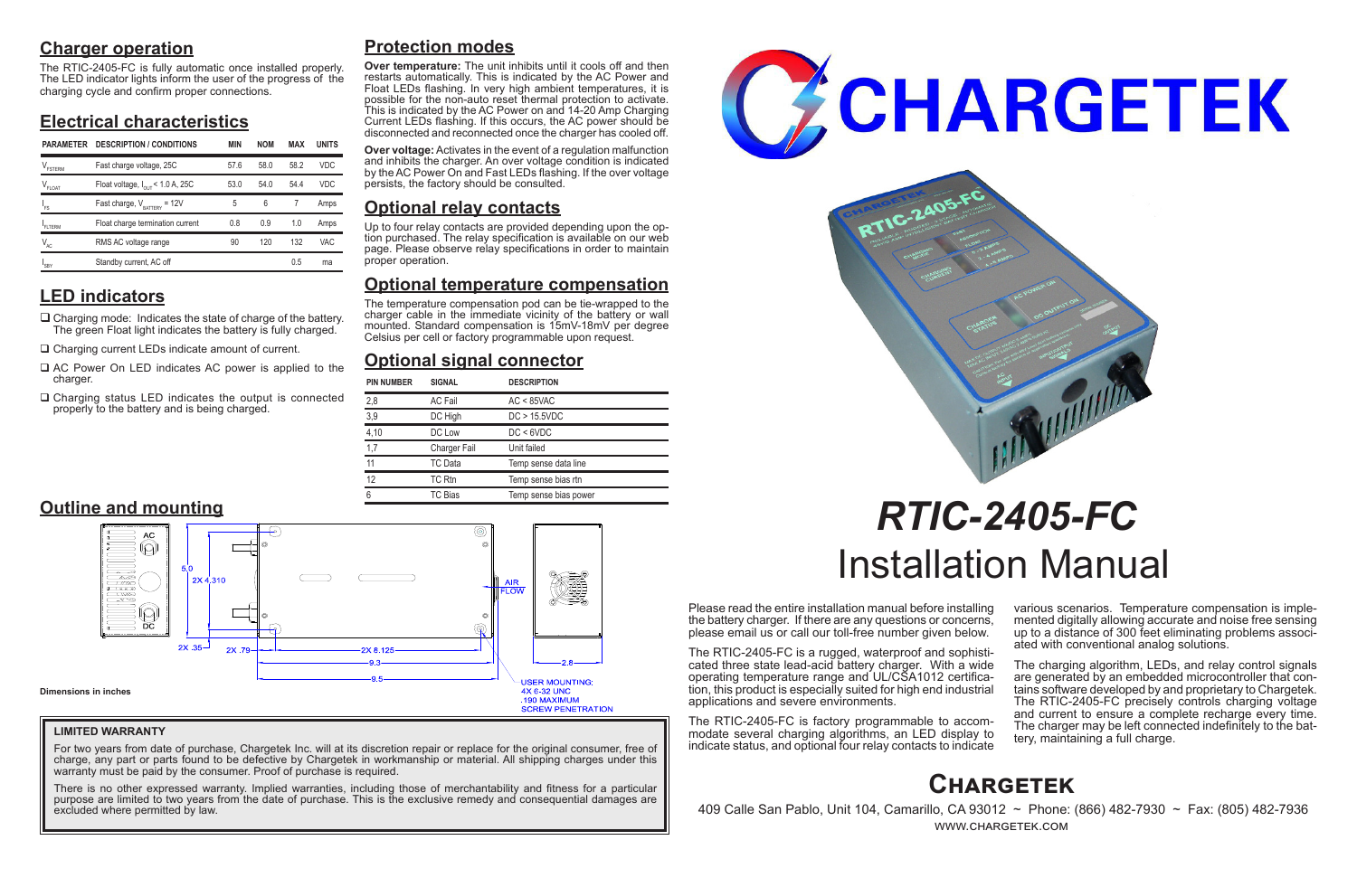## Charger operation

The RTIC-2405-FC is fully automatic once installed properly. The LED indicator lights inform the user of the progress of the charging cycle and confirm proper connections.

## Electrical characteristics

| PARAMETER | DESCRIPTION / CONDITIONS | MIN | NOM | MAX | UNITS |
|---|---|---|---|---|---|
| $V_{FSTERM}$ | Fast charge voltage, 25C | 57.6 | 58.0 | 58.2 | VDC |
| $V_{FLOAT}$ | Float voltage, $I_{OUT}$ < 1.0 A, 25C | 53.0 | 54.0 | 54.4 | VDC |
| $I_{FS}$ | Fast charge, $V_{BATTERY}$ = 12V | 5 | 6 | 7 | Amps |
| $I_{FLTERM}$ | Float charge termination current | 0.8 | 0.9 | 1.0 | Amps |
| $V_{AC}$ | RMS AC voltage range | 90 | 120 | 132 | VAC |
| $I_{SBY}$ | Standby current, AC off | | | 0.5 | ma |

## LED indicators

- ❑ Charging mode: Indicates the state of charge of the battery. The green Float light indicates the battery is fully charged.
- ❑ Charging current LEDs indicate amount of current.
- ❑ AC Power On LED indicates AC power is applied to the charger.
- ❑ Charging status LED indicates the output is connected properly to the battery and is being charged.

## Protection modes

**Over temperature:** The unit inhibits until it cools off and then restarts automatically. This is indicated by the AC Power and Float LEDs flashing. In very high ambient temperatures, it is possible for the non-auto reset thermal protection to activate. This is indicated by the AC Power on and 14-20 Amp Charging Current LEDs flashing. If this occurs, the AC power should be disconnected and reconnected once the charger has cooled off.

**Over voltage:** Activates in the event of a regulation malfunction and inhibits the charger. An over voltage condition is indicated by the AC Power On and Fast LEDs flashing. If the over voltage persists, the factory should be consulted.

## Optional relay contacts

Up to four relay contacts are provided depending upon the option purchased. The relay specification is available on our web page. Please observe relay specifications in order to maintain proper operation.

## Optional temperature compensation

The temperature compensation pod can be tie-wrapped to the charger cable in the immediate vicinity of the battery or wall mounted. Standard compensation is 15mV-18mV per degree Celsius per cell or factory programmable upon request.

## Optional signal connector

| PIN NUMBER | SIGNAL | DESCRIPTION |
|---|---|---|
| 2,8 | AC Fail | AC < 85VAC |
| 3,9 | DC High | DC > 15.5VDC |
| 4,10 | DC Low | DC < 6VDC |
| 1,7 | Charger Fail | Unit failed |
| 11 | TC Data | Temp sense data line |
| 12 | TC Rtn | Temp sense bias rtn |
| 6 | TC Bias | Temp sense bias power |

## Outline and mounting

AC, DC, 5.0, 2X 4.310, 2X .35, 2X .79, 2X 8.125, 9.3, 9.5, AIR FLOW, 2.8

USER MOUNTING: 4X 6-32 UNC .190 MAXIMUM SCREW PENETRATION

Dimensions in inches

### LIMITED WARRANTY

For two years from date of purchase, Chargetek Inc. will at its discretion repair or replace for the original consumer, free of charge, any part or parts found to be defective by Chargetek in workmanship or material. All shipping charges under this warranty must be paid by the consumer. Proof of purchase is required.

There is no other expressed warranty. Implied warranties, including those of merchantability and fitness for a particular purpose are limited to two years from the date of purchase. This is the exclusive remedy and consequential damages are excluded where permitted by law.

# CHARGETEK

# *RTIC-2405-FC*

# Installation Manual

Please read the entire installation manual before installing the battery charger. If there are any questions or concerns, please email us or call our toll-free number given below.

The RTIC-2405-FC is a rugged, waterproof and sophisticated three stage lead-acid battery charger. With a wide operating temperature range and UL/CSA1012 certification, this product is especially suited for high end industrial applications and severe environments.

The RTIC-2405-FC is factory programmable to accommodate several charging algorithms, an LED display to indicate status, and optional four relay contacts to indicate various scenarios. Temperature compensation is implemented digitally allowing accurate and noise free sensing up to a distance of 300 feet eliminating problems associated with conventional analog solutions.

The charging algorithm, LEDs, and relay control signals are generated by an embedded microcontroller that contains software developed by and proprietary to Chargetek. The RTIC-2405-FC precisely controls charging voltage and current to ensure a complete recharge every time. The charger may be left connected indefinitely to the battery, maintaining a full charge.

## Chargetek

409 Calle San Pablo, Unit 104, Camarillo, CA 93012 ~ Phone: (866) 482-7930 ~ Fax: (805) 482-7936
WWW.CHARGETEK.COM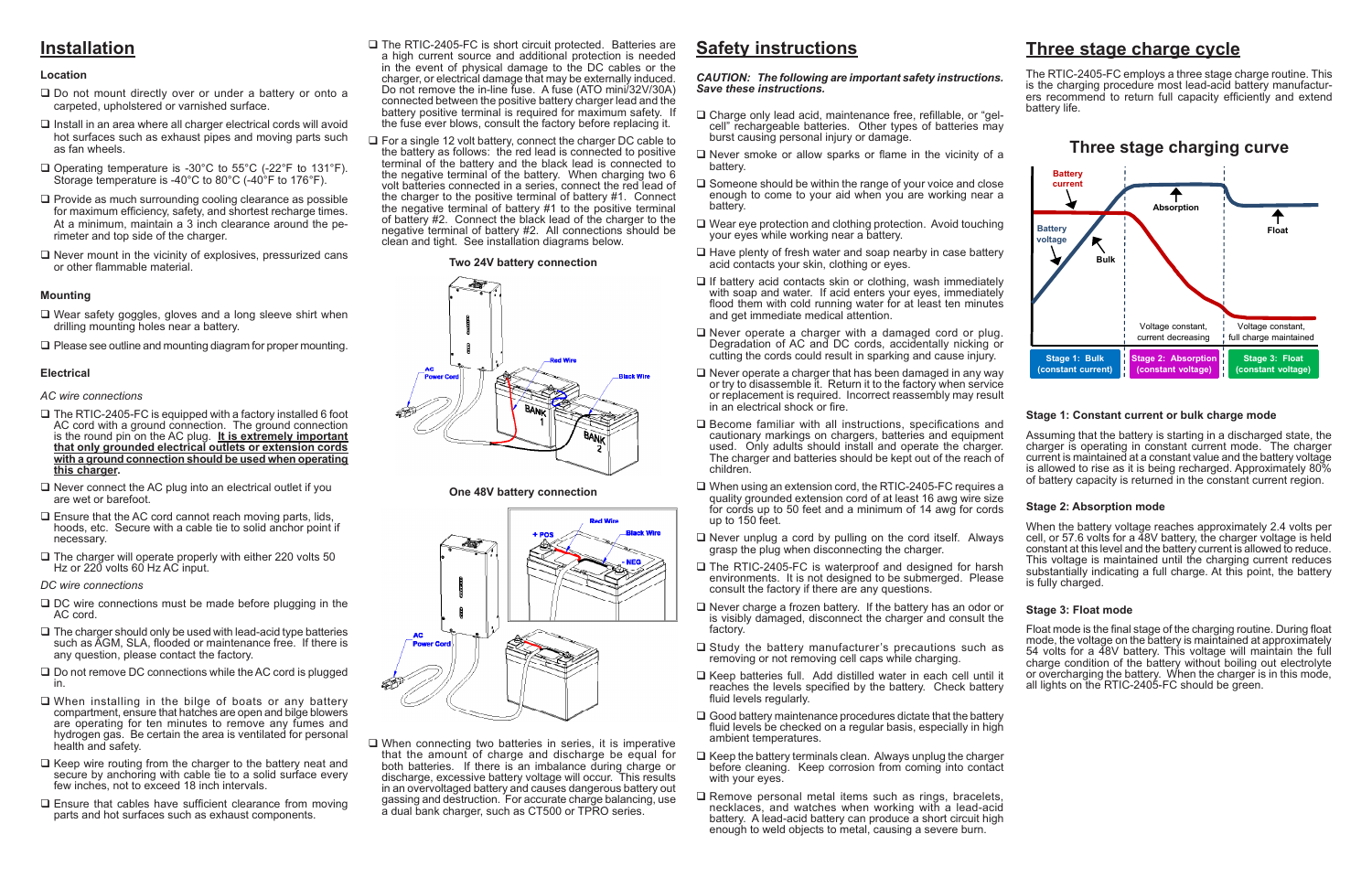## Installation

### Location

- ❑ Do not mount directly over or under a battery or onto a carpeted, upholstered or varnished surface.
- ❑ Install in an area where all charger electrical cords will avoid hot surfaces such as exhaust pipes and moving parts such as fan wheels.
- ❑ Operating temperature is -30°C to 55°C (-22°F to 131°F). Storage temperature is -40°C to 80°C (-40°F to 176°F).
- ❑ Provide as much surrounding cooling clearance as possible for maximum efficiency, safety, and shortest recharge times. At a minimum, maintain a 3 inch clearance around the perimeter and top side of the charger.
- ❑ Never mount in the vicinity of explosives, pressurized cans or other flammable material.

### Mounting

- ❑ Wear safety goggles, gloves and a long sleeve shirt when drilling mounting holes near a battery.
- ❑ Please see outline and mounting diagram for proper mounting.

### Electrical

*AC wire connections*

- ❑ The RTIC-2405-FC is equipped with a factory installed 6 foot AC cord with a ground connection. The ground connection is the round pin on the AC plug. **It is extremely important that only grounded electrical outlets or extension cords with a ground connection should be used when operating this charger.**
- ❑ Never connect the AC plug into an electrical outlet if you are wet or barefoot.
- ❑ Ensure that the AC cord cannot reach moving parts, lids, hoods, etc. Secure with a cable tie to solid anchor point if necessary.
- ❑ The charger will operate properly with either 220 volts 50 Hz or 220 volts 60 Hz AC input.

*DC wire connections*

- ❑ DC wire connections must be made before plugging in the AC cord.
- ❑ The charger should only be used with lead-acid type batteries such as AGM, SLA, flooded or maintenance free. If there is any question, please contact the factory.
- ❑ Do not remove DC connections while the AC cord is plugged in.
- ❑ When installing in the bilge of boats or any battery compartment, ensure that hatches are open and bilge blowers are operating for ten minutes to remove any fumes and hydrogen gas. Be certain the area is ventilated for personal health and safety.
- ❑ Keep wire routing from the charger to the battery neat and secure by anchoring with cable tie to a solid surface every few inches, not to exceed 18 inch intervals.
- ❑ Ensure that cables have sufficient clearance from moving parts and hot surfaces such as exhaust components.
- ❑ The RTIC-2405-FC is short circuit protected. Batteries are a high current source and additional protection is needed in the event of physical damage to the DC cables or the charger, or electrical damage that may be externally induced. Do not remove the in-line fuse. A fuse (ATO mini/32V/30A) connected between the positive battery charger lead and the battery positive terminal is required for maximum safety. If the fuse ever blows, consult the factory before replacing it.
- ❑ For a single 12 volt battery, connect the charger DC cable to the battery as follows: the red lead is connected to positive terminal of the battery and the black lead is connected to the negative terminal of the battery. When charging two 6 volt batteries connected in a series, connect the red lead of the charger to the positive terminal of battery #1. Connect the negative terminal of battery #1 to the positive terminal of battery #2. Connect the black lead of the charger to the negative terminal of battery #2. All connections should be clean and tight. See installation diagrams below.

**Two 24V battery connection**

AC Power Cord
Red Wire
Black Wire
BANK 1
BANK 2

**One 48V battery connection**

Red Wire
+ POS
Black Wire
- NEG
AC Power Cord

- ❑ When connecting two batteries in series, it is imperative that the amount of charge and discharge be equal for both batteries. If there is an imbalance during charge or discharge, excessive battery voltage will occur. This results in an overvoltaged battery and causes dangerous battery out gassing and destruction. For accurate charge balancing, use a dual bank charger, such as CT500 or TPRO series.

## Safety instructions

***CAUTION: The following are important safety instructions. Save these instructions.***

- ❑ Charge only lead acid, maintenance free, refillable, or "gel-cell" rechargeable batteries. Other types of batteries may burst causing personal injury or damage.
- ❑ Never smoke or allow sparks or flame in the vicinity of a battery.
- ❑ Someone should be within the range of your voice and close enough to come to your aid when you are working near a battery.
- ❑ Wear eye protection and clothing protection. Avoid touching your eyes while working near a battery.
- ❑ Have plenty of fresh water and soap nearby in case battery acid contacts your skin, clothing or eyes.
- ❑ If battery acid contacts skin or clothing, wash immediately with soap and water. If acid enters your eyes, immediately flood them with cold running water for at least ten minutes and get immediate medical attention.
- ❑ Never operate a charger with a damaged cord or plug. Degradation of AC and DC cords, accidentally nicking or cutting the cords could result in sparking and cause injury.
- ❑ Never operate a charger that has been damaged in any way or try to disassemble it. Return it to the factory when service or replacement is required. Incorrect reassembly may result in an electrical shock or fire.
- ❑ Become familiar with all instructions, specifications and cautionary markings on chargers, batteries and equipment used. Only adults should install and operate the charger. The charger and batteries should be kept out of the reach of children.
- ❑ When using an extension cord, the RTIC-2405-FC requires a quality grounded extension cord of at least 16 awg wire size for cords up to 50 feet and a minimum of 14 awg for cords up to 150 feet.
- ❑ Never unplug a cord by pulling on the cord itself. Always grasp the plug when disconnecting the charger.
- ❑ The RTIC-2405-FC is waterproof and designed for harsh environments. It is not designed to be submerged. Please consult the factory if there are any questions.
- ❑ Never charge a frozen battery. If the battery has an odor or is visibly damaged, disconnect the charger and consult the factory.
- ❑ Study the battery manufacturer's precautions such as removing or not removing cell caps while charging.
- ❑ Keep batteries full. Add distilled water in each cell until it reaches the levels specified by the battery. Check battery fluid levels regularly.
- ❑ Good battery maintenance procedures dictate that the battery fluid levels be checked on a regular basis, especially in high ambient temperatures.
- ❑ Keep the battery terminals clean. Always unplug the charger before cleaning. Keep corrosion from coming into contact with your eyes.
- ❑ Remove personal metal items such as rings, bracelets, necklaces, and watches when working with a lead-acid battery. A lead-acid battery can produce a short circuit high enough to weld objects to metal, causing a severe burn.

## Three stage charge cycle

The RTIC-2405-FC employs a three stage charge routine. This is the charging procedure most lead-acid battery manufacturers recommend to return full capacity efficiently and extend battery life.

**Three stage charging curve**

Battery current
Battery voltage
Bulk
Absorption
Float
Voltage constant, current decreasing
Voltage constant, full charge maintained
Stage 1: Bulk (constant current)
Stage 2: Absorption (constant voltage)
Stage 3: Float (constant voltage)

### Stage 1: Constant current or bulk charge mode

Assuming that the battery is starting in a discharged state, the charger is operating in constant current mode. The charger current is maintained at a constant value and the battery voltage is allowed to rise as it is being recharged. Approximately 80% of battery capacity is returned in the constant current region.

### Stage 2: Absorption mode

When the battery voltage reaches approximately 2.4 volts per cell, or 57.6 volts for a 48V battery, the charger voltage is held constant at this level and the battery current is allowed to reduce. This voltage is maintained until the charging current reduces substantially indicating a full charge. At this point, the battery is fully charged.

### Stage 3: Float mode

Float mode is the final stage of the charging routine. During float mode, the voltage on the battery is maintained at approximately 54 volts for a 48V battery. This voltage will maintain the full charge condition of the battery without boiling out electrolyte or overcharging the battery. When the charger is in this mode, all lights on the RTIC-2405-FC should be green.